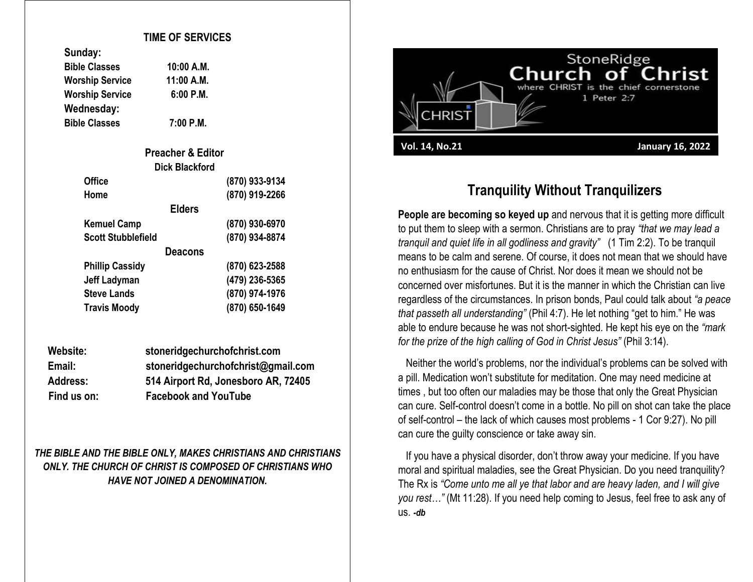## TIME OF SERVICES

**Sunday:**

| | |
|---|---|
| **Bible Classes** | **10:00 A.M.** |
| **Worship Service** | **11:00 A.M.** |
| **Worship Service** | **6:00 P.M.** |

**Wednesday:**

| | |
|---|---|
| **Bible Classes** | **7:00 P.M.** |

### Preacher & Editor

**Dick Blackford**

| | |
|---|---|
| **Office** | **(870) 933-9134** |
| **Home** | **(870) 919-2266** |

### Elders

| | |
|---|---|
| **Kemuel Camp** | **(870) 930-6970** |
| **Scott Stubblefield** | **(870) 934-8874** |

### Deacons

| | |
|---|---|
| **Phillip Cassidy** | **(870) 623-2588** |
| **Jeff Ladyman** | **(479) 236-5365** |
| **Steve Lands** | **(870) 974-1976** |
| **Travis Moody** | **(870) 650-1649** |

| | |
|---|---|
| **Website:** | **stoneridgechurchofchrist.com** |
| **Email:** | **stoneridgechurchofchrist@gmail.com** |
| **Address:** | **514 Airport Rd, Jonesboro AR, 72405** |
| **Find us on:** | **Facebook and YouTube** |

***THE BIBLE AND THE BIBLE ONLY, MAKES CHRISTIANS AND CHRISTIANS ONLY. THE CHURCH OF CHRIST IS COMPOSED OF CHRISTIANS WHO HAVE NOT JOINED A DENOMINATION.***

# StoneRidge Church of Christ

where CHRIST is the chief cornerstone
1 Peter 2:7

**Vol. 14, No.21** **January 16, 2022**

## Tranquility Without Tranquilizers

**People are becoming so keyed up** and nervous that it is getting more difficult to put them to sleep with a sermon. Christians are to pray *"that we may lead a tranquil and quiet life in all godliness and gravity"* (1 Tim 2:2). To be tranquil means to be calm and serene. Of course, it does not mean that we should have no enthusiasm for the cause of Christ. Nor does it mean we should not be concerned over misfortunes. But it is the manner in which the Christian can live regardless of the circumstances. In prison bonds, Paul could talk about *"a peace that passeth all understanding"* (Phil 4:7). He let nothing "get to him." He was able to endure because he was not short-sighted. He kept his eye on the *"mark for the prize of the high calling of God in Christ Jesus"* (Phil 3:14).

Neither the world's problems, nor the individual's problems can be solved with a pill. Medication won't substitute for meditation. One may need medicine at times , but too often our maladies may be those that only the Great Physician can cure. Self-control doesn't come in a bottle. No pill on shot can take the place of self-control – the lack of which causes most problems - 1 Cor 9:27). No pill can cure the guilty conscience or take away sin.

If you have a physical disorder, don't throw away your medicine. If you have moral and spiritual maladies, see the Great Physician. Do you need tranquility? The Rx is *"Come unto me all ye that labor and are heavy laden, and I will give you rest…"* (Mt 11:28). If you need help coming to Jesus, feel free to ask any of us. ***-db***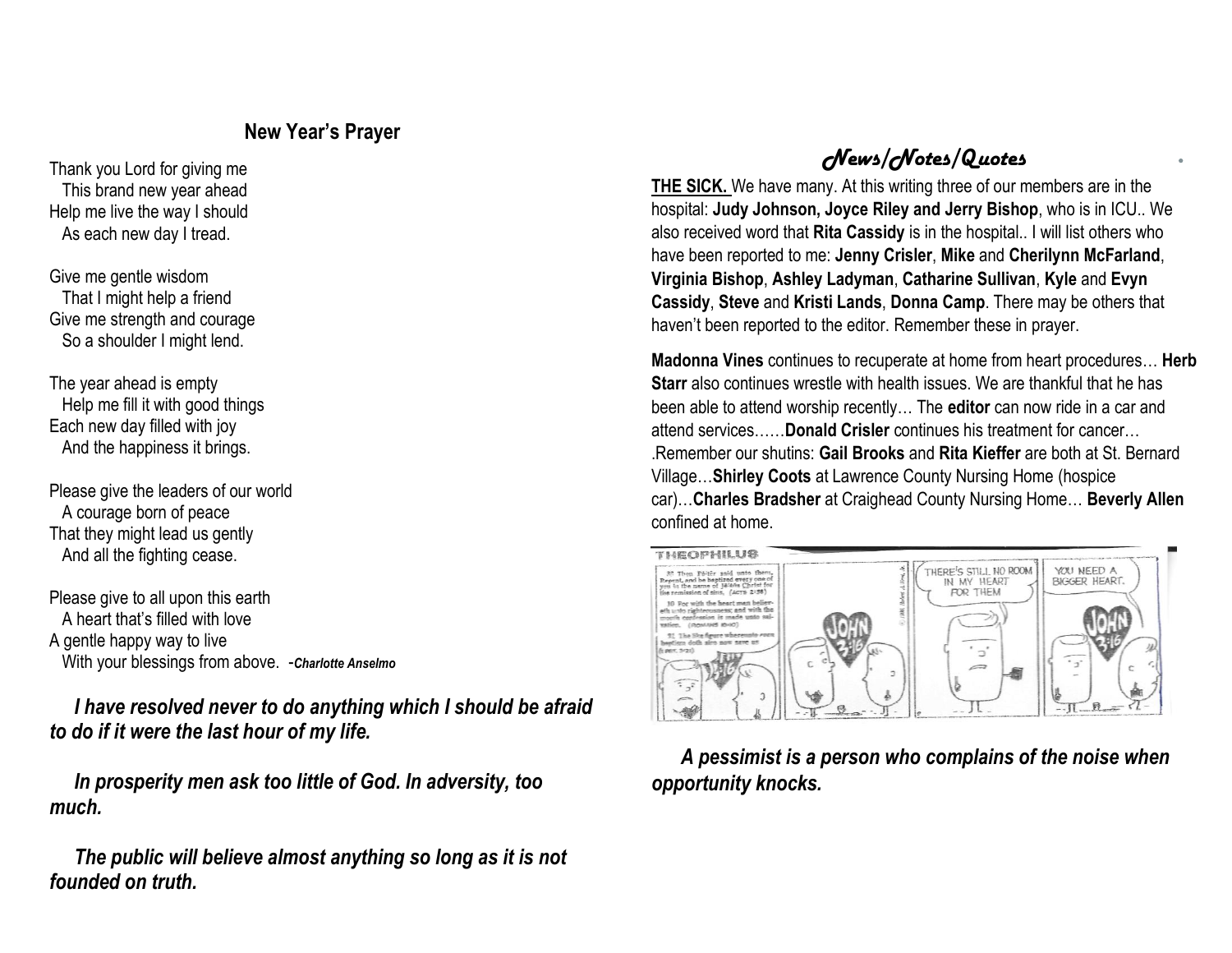## New Year's Prayer

Thank you Lord for giving me
This brand new year ahead
Help me live the way I should
As each new day I tread.

Give me gentle wisdom
That I might help a friend
Give me strength and courage
So a shoulder I might lend.

The year ahead is empty
Help me fill it with good things
Each new day filled with joy
And the happiness it brings.

Please give the leaders of our world
A courage born of peace
That they might lead us gently
And all the fighting cease.

Please give to all upon this earth
A heart that's filled with love
A gentle happy way to live
With your blessings from above. -*Charlotte Anselmo*

***I have resolved never to do anything which I should be afraid to do if it were the last hour of my life.***

***In prosperity men ask too little of God. In adversity, too much.***

***The public will believe almost anything so long as it is not founded on truth.***

## *News/Notes/Quotes*

**THE SICK.** We have many. At this writing three of our members are in the hospital: **Judy Johnson, Joyce Riley and Jerry Bishop**, who is in ICU.. We also received word that **Rita Cassidy** is in the hospital.. I will list others who have been reported to me: **Jenny Crisler**, **Mike** and **Cherilynn McFarland**, **Virginia Bishop**, **Ashley Ladyman**, **Catharine Sullivan**, **Kyle** and **Evyn Cassidy**, **Steve** and **Kristi Lands**, **Donna Camp**. There may be others that haven't been reported to the editor. Remember these in prayer.

**Madonna Vines** continues to recuperate at home from heart procedures… **Herb Starr** also continues wrestle with health issues. We are thankful that he has been able to attend worship recently… The **editor** can now ride in a car and attend services……**Donald Crisler** continues his treatment for cancer… .Remember our shutins: **Gail Brooks** and **Rita Kieffer** are both at St. Bernard Village…**Shirley Coots** at Lawrence County Nursing Home (hospice car)…**Charles Bradsher** at Craighead County Nursing Home… **Beverly Allen** confined at home.

***A pessimist is a person who complains of the noise when opportunity knocks.***